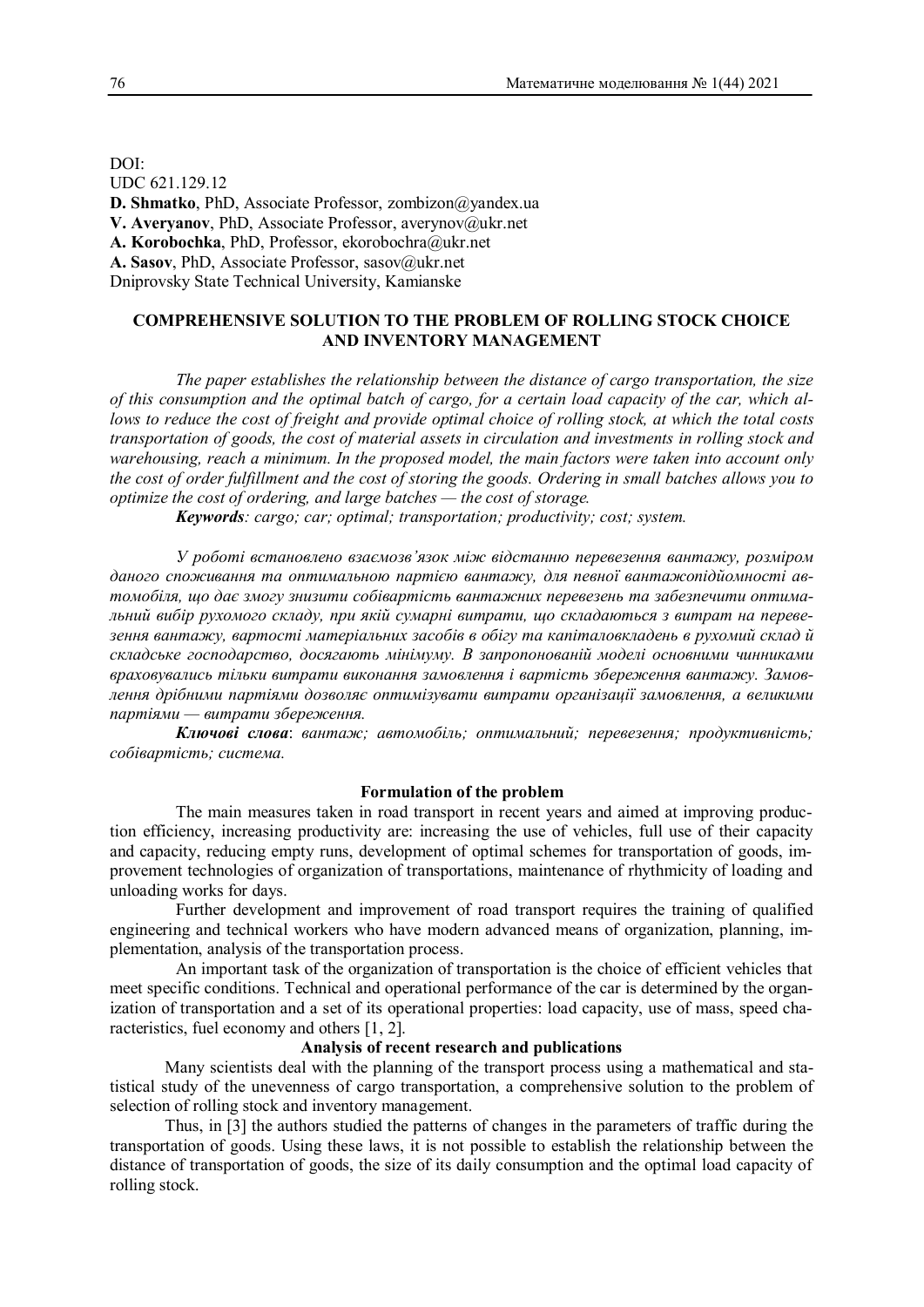DOI:
UDC 621.129.12
**D. Shmatko**, PhD, Associate Professor, zombizon@yandex.ua
**V. Averyanov**, PhD, Associate Professor, averynov@ukr.net
**A. Korobochka**, PhD, Professor, ekorobochra@ukr.net
**A. Sasov**, PhD, Associate Professor, sasov@ukr.net
Dniprovsky State Technical University, Kamianske

# COMPREHENSIVE SOLUTION TO THE PROBLEM OF ROLLING STOCK CHOICE AND INVENTORY MANAGEMENT

*The paper establishes the relationship between the distance of cargo transportation, the size of this consumption and the optimal batch of cargo, for a certain load capacity of the car, which allows to reduce the cost of freight and provide optimal choice of rolling stock, at which the total costs transportation of goods, the cost of material assets in circulation and investments in rolling stock and warehousing, reach a minimum. In the proposed model, the main factors were taken into account only the cost of order fulfillment and the cost of storing the goods. Ordering in small batches allows you to optimize the cost of ordering, and large batches — the cost of storage.*

***Keywords****: cargo; car; optimal; transportation; productivity; cost; system.*

*У роботі встановлено взаємозв'язок між відстанню перевезення вантажу, розміром даного споживання та оптимальною партією вантажу, для певної вантажопідйомності автомобіля, що дає змогу знизити собівартість вантажних перевезень та забезпечити оптимальний вибір рухомого складу, при якій сумарні витрати, що складаються з витрат на перевезення вантажу, вартості матеріальних засобів в обігу та капіталовкладень в рухомий склад й складське господарство, досягають мінімуму. В запропонованій моделі основними чинниками враховувались тільки витрати виконання замовлення і вартість збереження вантажу. Замовлення дрібними партіями дозволяє оптимізувати витрати організації замовлення, а великими партіями — витрати збереження.*

***Ключові слова***: *вантаж; автомобіль; оптимальний; перевезення; продуктивність; собівартість; система.*

## Formulation of the problem

The main measures taken in road transport in recent years and aimed at improving production efficiency, increasing productivity are: increasing the use of vehicles, full use of their capacity and capacity, reducing empty runs, development of optimal schemes for transportation of goods, improvement technologies of organization of transportations, maintenance of rhythmicity of loading and unloading works for days.

Further development and improvement of road transport requires the training of qualified engineering and technical workers who have modern advanced means of organization, planning, implementation, analysis of the transportation process.

An important task of the organization of transportation is the choice of efficient vehicles that meet specific conditions. Technical and operational performance of the car is determined by the organization of transportation and a set of its operational properties: load capacity, use of mass, speed characteristics, fuel economy and others [1, 2].

## Analysis of recent research and publications

Many scientists deal with the planning of the transport process using a mathematical and statistical study of the unevenness of cargo transportation, a comprehensive solution to the problem of selection of rolling stock and inventory management.

Thus, in [3] the authors studied the patterns of changes in the parameters of traffic during the transportation of goods. Using these laws, it is not possible to establish the relationship between the distance of transportation of goods, the size of its daily consumption and the optimal load capacity of rolling stock.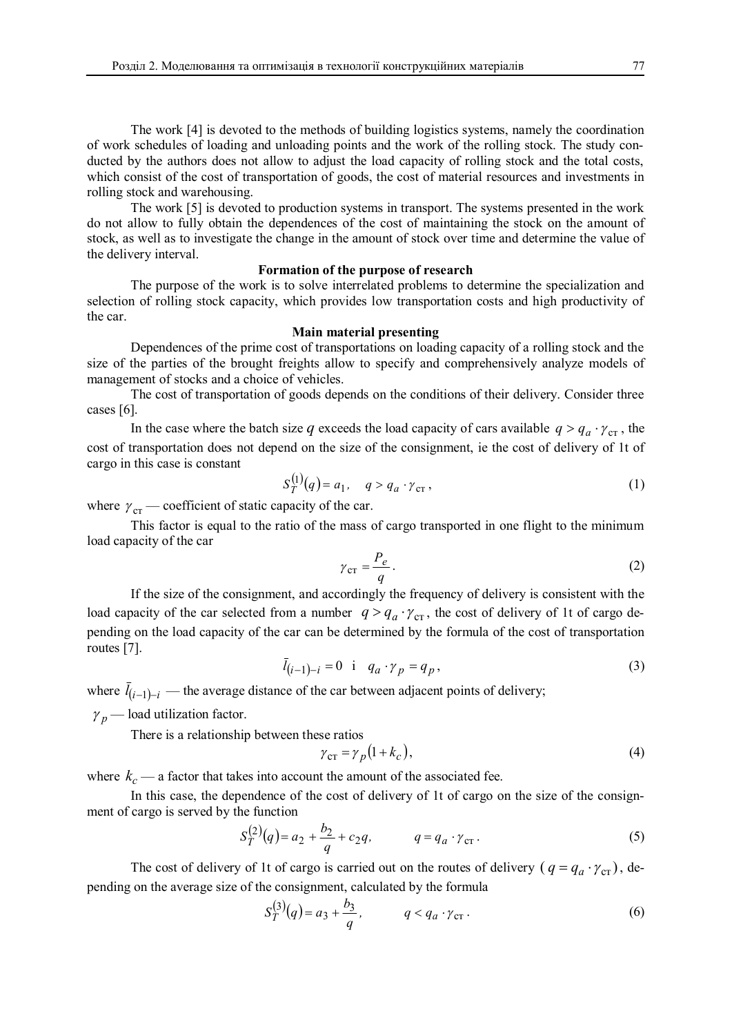The work [4] is devoted to the methods of building logistics systems, namely the coordination of work schedules of loading and unloading points and the work of the rolling stock. The study conducted by the authors does not allow to adjust the load capacity of rolling stock and the total costs, which consist of the cost of transportation of goods, the cost of material resources and investments in rolling stock and warehousing.

The work [5] is devoted to production systems in transport. The systems presented in the work do not allow to fully obtain the dependences of the cost of maintaining the stock on the amount of stock, as well as to investigate the change in the amount of stock over time and determine the value of the delivery interval.

**Formation of the purpose of research**

The purpose of the work is to solve interrelated problems to determine the specialization and selection of rolling stock capacity, which provides low transportation costs and high productivity of the car.

**Main material presenting**

Dependences of the prime cost of transportations on loading capacity of a rolling stock and the size of the parties of the brought freights allow to specify and comprehensively analyze models of management of stocks and a choice of vehicles.

The cost of transportation of goods depends on the conditions of their delivery. Consider three cases [6].

In the case where the batch size $q$ exceeds the load capacity of cars available $q > q_a \cdot \gamma_{\text{ст}}$, the cost of transportation does not depend on the size of the consignment, ie the cost of delivery of 1t of cargo in this case is constant

$$S_T^{(1)}(q) = a_1, \quad q > q_a \cdot \gamma_{\text{ст}}, \tag{1}$$

where $\gamma_{\text{ст}}$ — coefficient of static capacity of the car.

This factor is equal to the ratio of the mass of cargo transported in one flight to the minimum load capacity of the car

$$\gamma_{\text{ст}} = \frac{P_e}{q}. \tag{2}$$

If the size of the consignment, and accordingly the frequency of delivery is consistent with the load capacity of the car selected from a number $q > q_a \cdot \gamma_{\text{ст}}$, the cost of delivery of 1t of cargo depending on the load capacity of the car can be determined by the formula of the cost of transportation routes [7].

$$\bar{l}_{(i-1)-i} = 0 \text{ i } q_a \cdot \gamma_p = q_p, \tag{3}$$

where $\bar{l}_{(i-1)-i}$ — the average distance of the car between adjacent points of delivery;

$\gamma_p$ — load utilization factor.

There is a relationship between these ratios

$$\gamma_{\text{ст}} = \gamma_p (1 + k_c), \tag{4}$$

where $k_c$ — a factor that takes into account the amount of the associated fee.

In this case, the dependence of the cost of delivery of 1t of cargo on the size of the consignment of cargo is served by the function

$$S_T^{(2)}(q) = a_2 + \frac{b_2}{q} + c_2 q, \qquad q = q_a \cdot \gamma_{\text{ст}}. \tag{5}$$

The cost of delivery of 1t of cargo is carried out on the routes of delivery ($q = q_a \cdot \gamma_{\text{ст}}$), depending on the average size of the consignment, calculated by the formula

$$S_T^{(3)}(q) = a_3 + \frac{b_3}{q}, \qquad q < q_a \cdot \gamma_{\text{ст}}. \tag{6}$$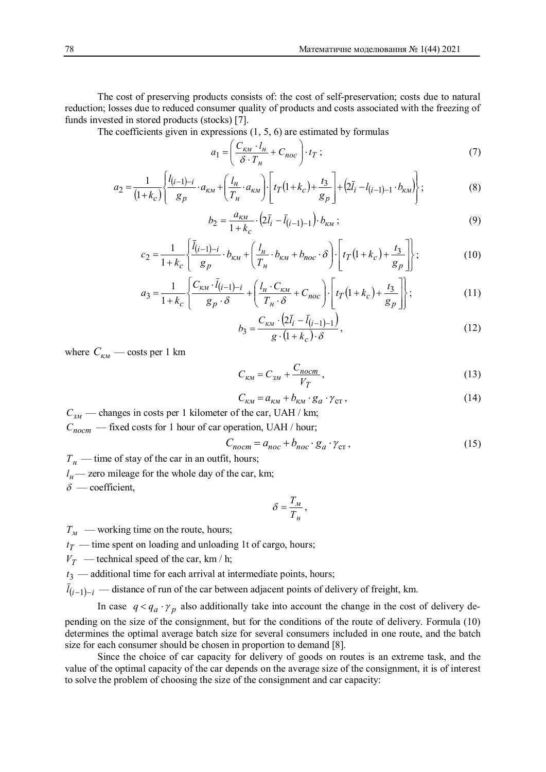The cost of preserving products consists of: the cost of self-preservation; costs due to natural reduction; losses due to reduced consumer quality of products and costs associated with the freezing of funds invested in stored products (stocks) [7].

The coefficients given in expressions (1, 5, 6) are estimated by formulas

$$a_1 = \left( \frac{C_{км} \cdot l_н}{\delta \cdot T_н} + C_{пос} \right) \cdot t_T ; \tag{7}$$

$$a_2 = \frac{1}{(1+k_c)} \left\{ \frac{l_{(i-1)-i}}{g_p} \cdot a_{км} + \left( \frac{l_н}{T_н} \cdot a_{км} \right) \cdot \left[ t_T (1+k_c) + \frac{t_3}{g_p} \right] + \left( 2\bar{l}_i - l_{(i-1)-1} \cdot b_{км} \right) \right\} ; \tag{8}$$

$$b_2 = \frac{a_{км}}{1+k_c} \cdot \left( 2\bar{l}_i - \bar{l}_{(i-1)-1} \right) \cdot b_{км} ; \tag{9}$$

$$c_2 = \frac{1}{1+k_c} \left\{ \frac{\bar{l}_{(i-1)-i}}{g_p} \cdot b_{км} + \left( \frac{l_н}{T_н} \cdot b_{км} + b_{пос} \cdot \delta \right) \cdot \left[ t_T (1+k_c) + \frac{t_3}{g_p} \right] \right\} ; \tag{10}$$

$$a_3 = \frac{1}{1+k_c} \left\{ \frac{C_{км} \cdot \bar{l}_{(i-1)-i}}{g_p \cdot \delta} + \left( \frac{l_н \cdot C_{км}}{T_н \cdot \delta} + C_{пос} \right) \cdot \left[ t_T (1+k_c) + \frac{t_3}{g_p} \right] \right\} ; \tag{11}$$

$$b_3 = \frac{C_{км} \cdot \left( 2\bar{l}_i - \bar{l}_{(i-1)-1} \right)}{g \cdot (1+k_c) \cdot \delta} , \tag{12}$$

where $C_{км}$ — costs per 1 km

$$C_{км} = C_{зм} + \frac{C_{пост}}{V_T} , \tag{13}$$

$$C_{км} = a_{км} + b_{км} \cdot g_a \cdot \gamma_{ст} , \tag{14}$$

$C_{зм}$ — changes in costs per 1 kilometer of the car, UAH / km;

$C_{пост}$ — fixed costs for 1 hour of car operation, UAH / hour;

$$C_{пост} = a_{пос} + b_{пос} \cdot g_a \cdot \gamma_{ст} , \tag{15}$$

$T_н$ — time of stay of the car in an outfit, hours;

$l_н$— zero mileage for the whole day of the car, km;

$\delta$ — coefficient,

$$\delta = \frac{T_м}{T_н} ,$$

$T_м$ — working time on the route, hours;

$t_T$ — time spent on loading and unloading 1t of cargo, hours;

$V_T$ — technical speed of the car, km / h;

$t_3$ — additional time for each arrival at intermediate points, hours;

$\bar{l}_{(i-1)-i}$ — distance of run of the car between adjacent points of delivery of freight, km.

In case $q < q_a \cdot \gamma_p$ also additionally take into account the change in the cost of delivery depending on the size of the consignment, but for the conditions of the route of delivery. Formula (10) determines the optimal average batch size for several consumers included in one route, and the batch size for each consumer should be chosen in proportion to demand [8].

Since the choice of car capacity for delivery of goods on routes is an extreme task, and the value of the optimal capacity of the car depends on the average size of the consignment, it is of interest to solve the problem of choosing the size of the consignment and car capacity: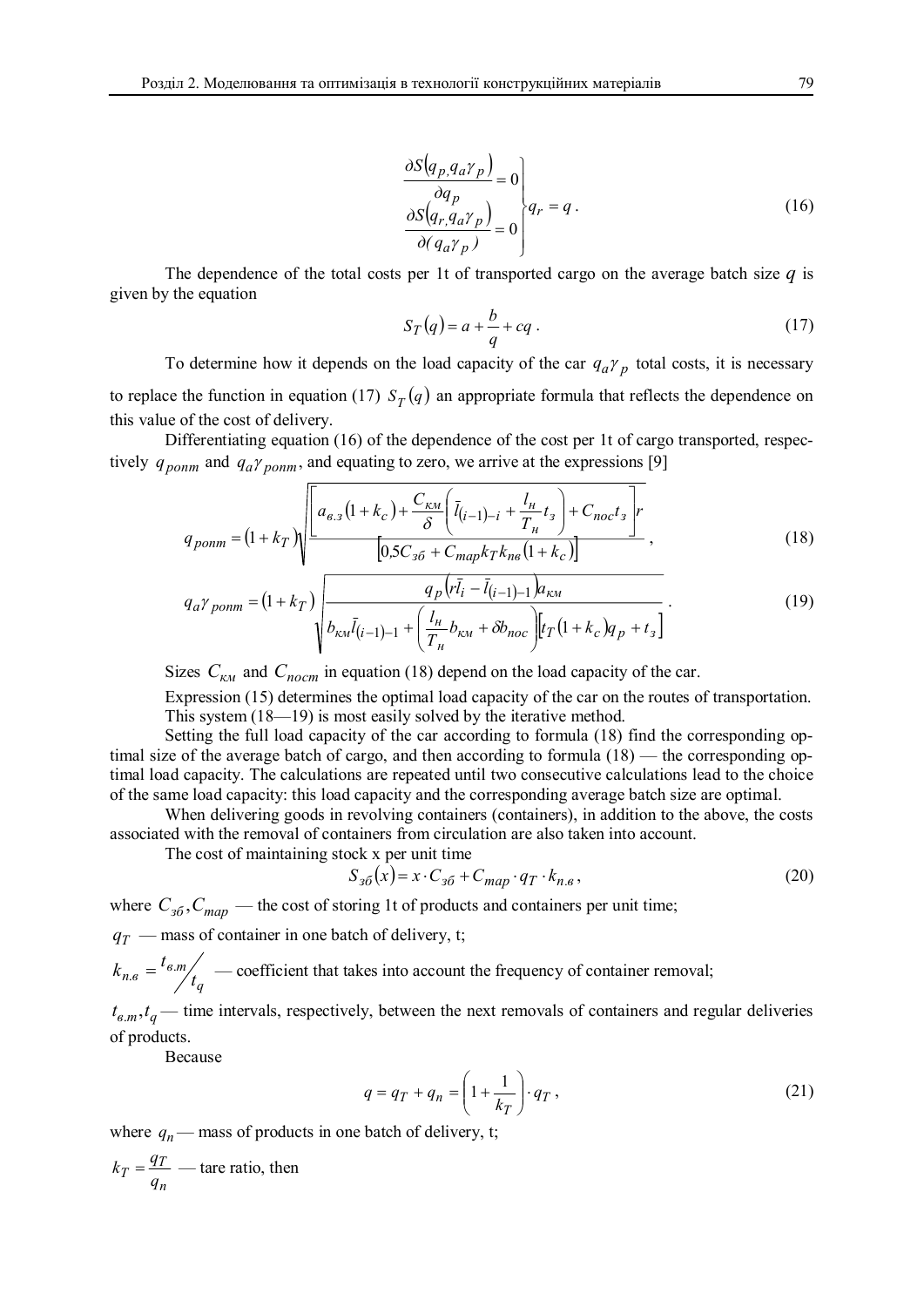$$\left.\begin{aligned}\frac{\partial S(q_{p,} q_a \gamma_p)}{\partial q_p} = 0 \\ \frac{\partial S(q_{r,} q_a \gamma_p)}{\partial ( q_a \gamma_p )} = 0\end{aligned}\right\} q_r = q \,. \tag{16}$$

The dependence of the total costs per 1t of transported cargo on the average batch size $q$ is given by the equation

$$S_T(q) = a + \frac{b}{q} + cq \,. \tag{17}$$

To determine how it depends on the load capacity of the car $q_a \gamma_p$ total costs, it is necessary to replace the function in equation (17) $S_T(q)$ an appropriate formula that reflects the dependence on this value of the cost of delivery.

Differentiating equation (16) of the dependence of the cost per 1t of cargo transported, respectively $q_{ponm}$ and $q_a \gamma_{ponm}$, and equating to zero, we arrive at the expressions [9]

$$q_{ponm} = (1 + k_T) \sqrt{\frac{\left[ a_{в.з}(1 + k_c) + \frac{C_{км}}{\delta} \left( \bar{l}_{(i-1)-i} + \frac{l_н}{T_н} t_з \right) + C_{пос} t_з \right] r}{\left[ 0{,}5 C_{зб} + C_{тар} k_T k_{пв} (1 + k_c) \right]}} \,, \tag{18}$$

$$q_a \gamma_{ponm} = (1 + k_T) \sqrt{\frac{q_p \left( r\bar{l}_i - \bar{l}_{(i-1)-1} \right) a_{км}}{b_{км} \bar{l}_{(i-1)-1} + \left( \frac{l_н}{T_н} b_{км} + \delta b_{пос} \right) \left[ t_T (1 + k_c) q_p + t_з \right]}} \,. \tag{19}$$

Sizes $C_{км}$ and $C_{пост}$ in equation (18) depend on the load capacity of the car.

Expression (15) determines the optimal load capacity of the car on the routes of transportation. This system (18—19) is most easily solved by the iterative method.

Setting the full load capacity of the car according to formula (18) find the corresponding optimal size of the average batch of cargo, and then according to formula (18) — the corresponding optimal load capacity. The calculations are repeated until two consecutive calculations lead to the choice of the same load capacity: this load capacity and the corresponding average batch size are optimal.

When delivering goods in revolving containers (containers), in addition to the above, the costs associated with the removal of containers from circulation are also taken into account.

The cost of maintaining stock x per unit time

$$S_{зб}(x) = x \cdot C_{зб} + C_{тар} \cdot q_T \cdot k_{п.в} \,, \tag{20}$$

where $C_{зб}, C_{тар}$ — the cost of storing 1t of products and containers per unit time;

$q_T$ — mass of container in one batch of delivery, t;

$k_{п.в} = t_{в.т} / t_q$ — coefficient that takes into account the frequency of container removal;

$t_{в.т}, t_q$ — time intervals, respectively, between the next removals of containers and regular deliveries of products.

Because

$$q = q_T + q_n = \left( 1 + \frac{1}{k_T} \right) \cdot q_T \,, \tag{21}$$

where $q_n$ — mass of products in one batch of delivery, t;

$k_T = \frac{q_T}{q_n}$ — tare ratio, then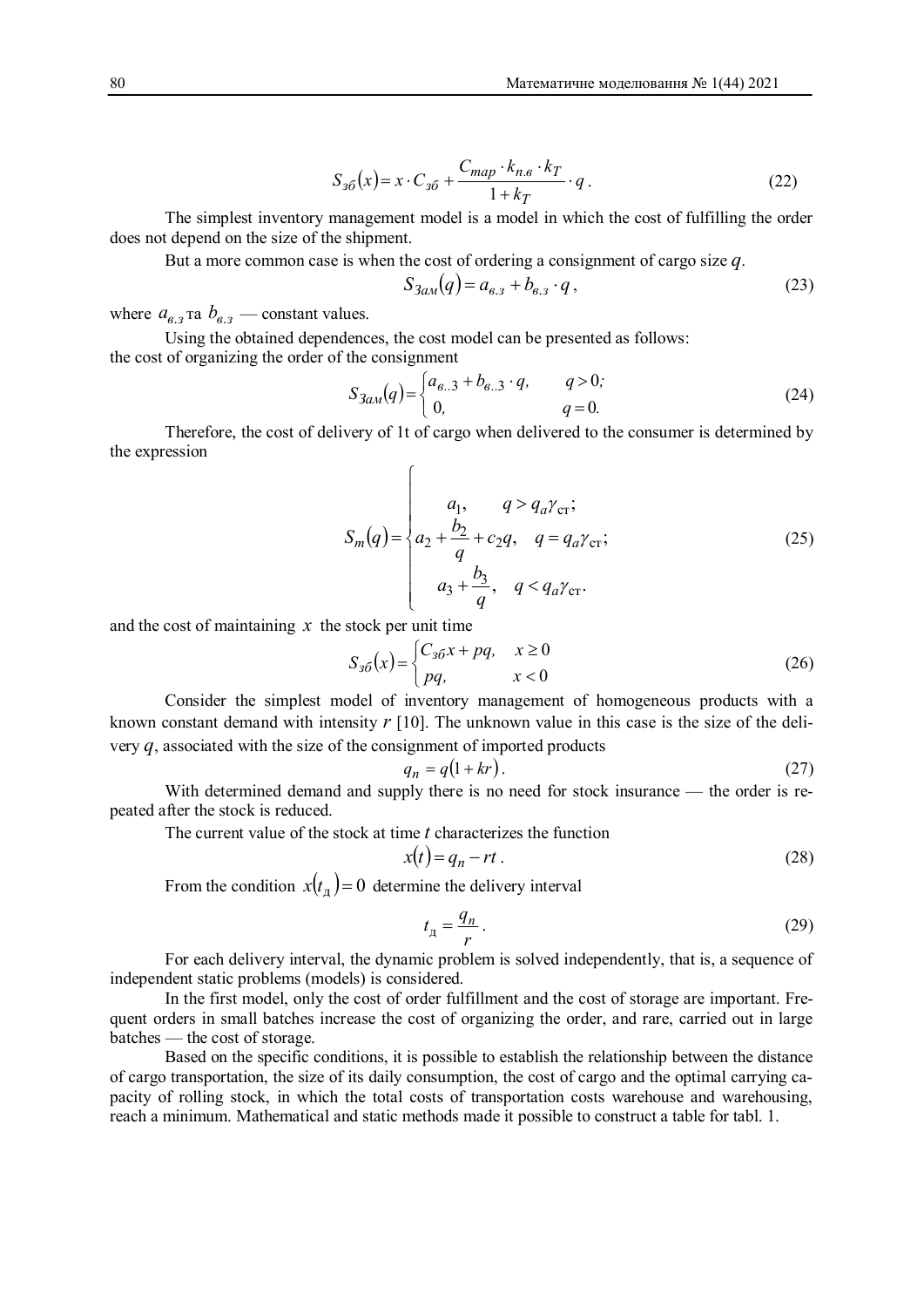$$S_{зб}(x) = x \cdot C_{зб} + \frac{C_{тар} \cdot k_{п.в} \cdot k_T}{1 + k_T} \cdot q\,. \tag{22}$$

The simplest inventory management model is a model in which the cost of fulfilling the order does not depend on the size of the shipment.

But a more common case is when the cost of ordering a consignment of cargo size $q$.

$$S_{Зам}(q) = a_{в.з} + b_{в.з} \cdot q\,, \tag{23}$$

where $a_{в.з}$ та $b_{в.з}$ — constant values.

Using the obtained dependences, the cost model can be presented as follows:
the cost of organizing the order of the consignment

$$S_{Зам}(q) = \begin{cases} a_{в..3} + b_{в..3} \cdot q, & q > 0; \\ 0, & q = 0. \end{cases} \tag{24}$$

Therefore, the cost of delivery of 1t of cargo when delivered to the consumer is determined by the expression

$$S_m(q) = \begin{cases} a_1, & q > q_a \gamma_{ст}; \\ a_2 + \dfrac{b_2}{q} + c_2 q, & q = q_a \gamma_{ст}; \\ a_3 + \dfrac{b_3}{q}, & q < q_a \gamma_{ст}. \end{cases} \tag{25}$$

and the cost of maintaining $x$ the stock per unit time

$$S_{зб}(x) = \begin{cases} C_{зб} x + pq, & x \geq 0 \\ pq, & x < 0 \end{cases} \tag{26}$$

Consider the simplest model of inventory management of homogeneous products with a known constant demand with intensity $r$ [10]. The unknown value in this case is the size of the delivery $q$, associated with the size of the consignment of imported products

$$q_n = q(1 + kr)\,. \tag{27}$$

With determined demand and supply there is no need for stock insurance — the order is repeated after the stock is reduced.

The current value of the stock at time $t$ characterizes the function

$$x(t) = q_n - rt\,. \tag{28}$$

From the condition $x(t_д) = 0$ determine the delivery interval

$$t_д = \frac{q_n}{r}\,. \tag{29}$$

For each delivery interval, the dynamic problem is solved independently, that is, a sequence of independent static problems (models) is considered.

In the first model, only the cost of order fulfillment and the cost of storage are important. Frequent orders in small batches increase the cost of organizing the order, and rare, carried out in large batches — the cost of storage.

Based on the specific conditions, it is possible to establish the relationship between the distance of cargo transportation, the size of its daily consumption, the cost of cargo and the optimal carrying capacity of rolling stock, in which the total costs of transportation costs warehouse and warehousing, reach a minimum. Mathematical and static methods made it possible to construct a table for tabl. 1.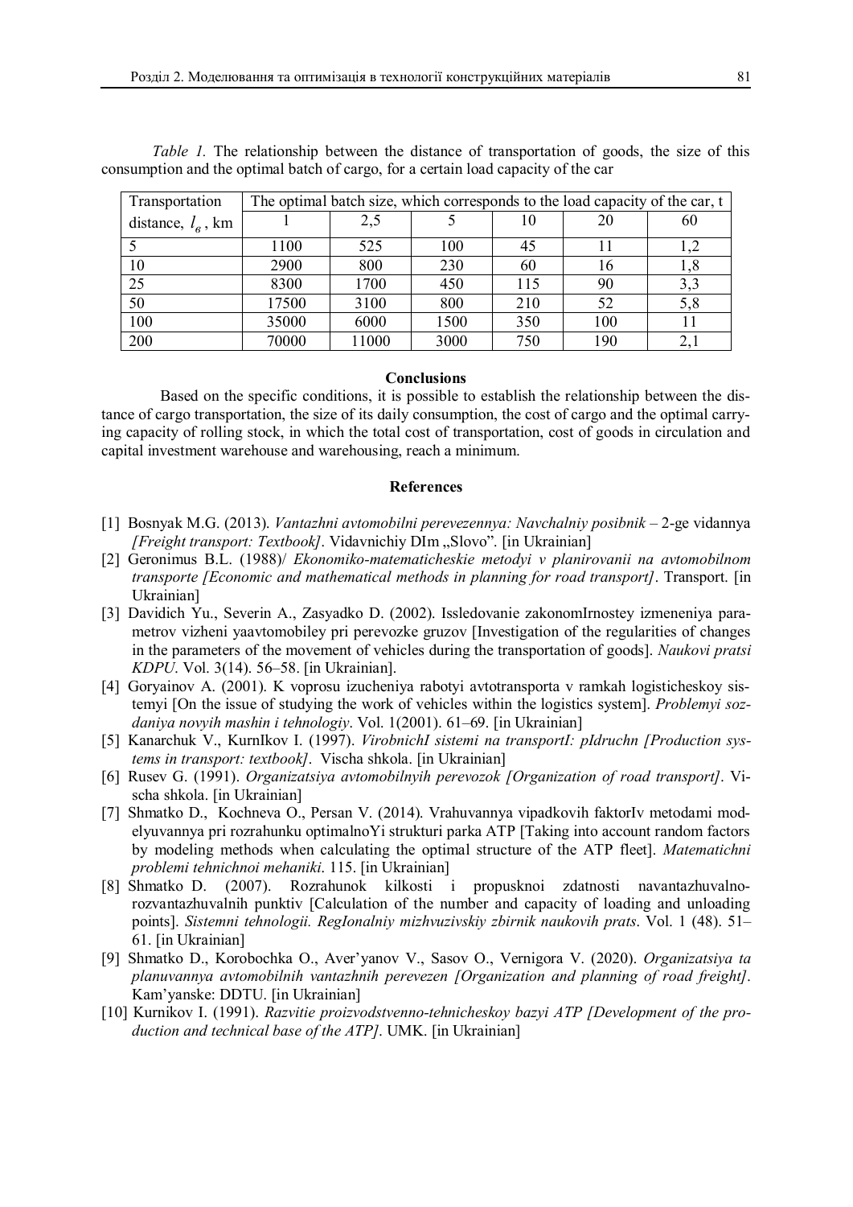*Table 1.* The relationship between the distance of transportation of goods, the size of this consumption and the optimal batch of cargo, for a certain load capacity of the car

| Transportation distance, $l_в$, km | The optimal batch size, which corresponds to the load capacity of the car, t | | | | | |
|---|---|---|---|---|---|---|
| | 1 | 2,5 | 5 | 10 | 20 | 60 |
| 5 | 1100 | 525 | 100 | 45 | 11 | 1,2 |
| 10 | 2900 | 800 | 230 | 60 | 16 | 1,8 |
| 25 | 8300 | 1700 | 450 | 115 | 90 | 3,3 |
| 50 | 17500 | 3100 | 800 | 210 | 52 | 5,8 |
| 100 | 35000 | 6000 | 1500 | 350 | 100 | 11 |
| 200 | 70000 | 11000 | 3000 | 750 | 190 | 2,1 |

## Conclusions

Based on the specific conditions, it is possible to establish the relationship between the distance of cargo transportation, the size of its daily consumption, the cost of cargo and the optimal carrying capacity of rolling stock, in which the total cost of transportation, cost of goods in circulation and capital investment warehouse and warehousing, reach a minimum.

## References

[1] Bosnyak M.G. (2013). *Vantazhni avtomobilni perevezennya: Navchalniy posibnik* – 2-ge vidannya *[Freight transport: Textbook]*. Vidavnichiy DIm „Slovo". [in Ukrainian]

[2] Geronimus B.L. (1988)/ *Ekonomiko-matematicheskie metodyi v planirovanii na avtomobilnom transporte [Economic and mathematical methods in planning for road transport]*. Transport. [in Ukrainian]

[3] Davidich Yu., Severin A., Zasyadko D. (2002). Issledovanie zakonomIrnostey izmeneniya parametrov vizheni yaavtomobiley pri perevozke gruzov [Investigation of the regularities of changes in the parameters of the movement of vehicles during the transportation of goods]. *Naukovi pratsi KDPU*. Vol. 3(14). 56–58. [in Ukrainian].

[4] Goryainov A. (2001). K voprosu izucheniya rabotyi avtotransporta v ramkah logisticheskoy sistemyi [On the issue of studying the work of vehicles within the logistics system]. *Problemyi sozdaniya novyih mashin i tehnologiy*. Vol. 1(2001). 61–69. [in Ukrainian]

[5] Kanarchuk V., KurnIkov I. (1997). *VirobnichI sistemi na transportI: pIdruchn [Production systems in transport: textbook]*. Vischa shkola. [in Ukrainian]

[6] Rusev G. (1991). *Organizatsiya avtomobilnyih perevozok [Organization of road transport]*. Vischa shkola. [in Ukrainian]

[7] Shmatko D., Kochneva O., Persan V. (2014). Vrahuvannya vipadkovih faktorIv metodami modelyuvannya pri rozrahunku optimalnoYi strukturi parka ATP [Taking into account random factors by modeling methods when calculating the optimal structure of the ATP fleet]. *Matematichni problemi tehnichnoi mehaniki*. 115. [in Ukrainian]

[8] Shmatko D. (2007). Rozrahunok kilkosti i propusknoi zdatnosti navantazhuvalno-rozvantazhuvalnih punktiv [Calculation of the number and capacity of loading and unloading points]. *Sistemni tehnologii. RegIonalniy mizhvuzivskiy zbirnik naukovih prats*. Vol. 1 (48). 51–61. [in Ukrainian]

[9] Shmatko D., Korobochka O., Aver'yanov V., Sasov O., Vernigora V. (2020). *Organizatsiya ta planuvannya avtomobilnih vantazhnih perevezen [Organization and planning of road freight]*. Kam'yanske: DDTU. [in Ukrainian]

[10] Kurnikov I. (1991). *Razvitie proizvodstvenno-tehnicheskoy bazyi ATP [Development of the production and technical base of the ATP]*. UMK. [in Ukrainian]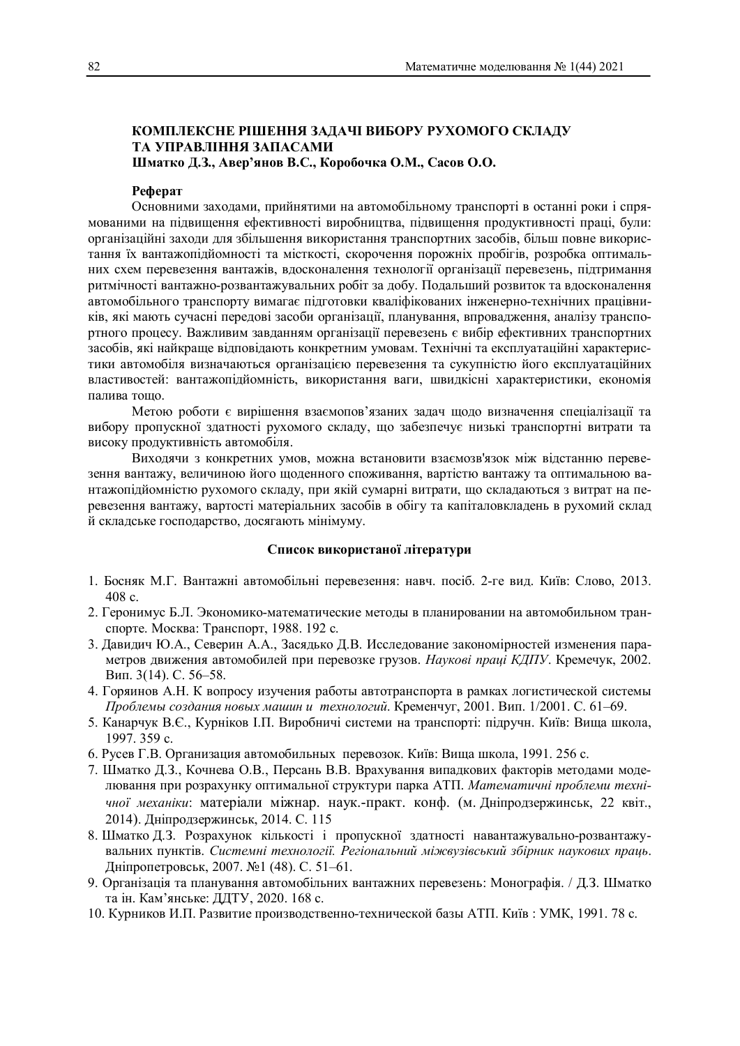## КОМПЛЕКСНЕ РІШЕННЯ ЗАДАЧІ ВИБОРУ РУХОМОГО СКЛАДУ ТА УПРАВЛІННЯ ЗАПАСАМИ

**Шматко Д.З., Авер'янов В.С., Коробочка О.М., Сасов О.О.**

### Реферат

Основними заходами, прийнятими на автомобільному транспорті в останні роки і спрямованими на підвищення ефективності виробництва, підвищення продуктивності праці, були: організаційні заходи для збільшення використання транспортних засобів, більш повне використання їх вантажопідйомності та місткості, скорочення порожніх пробігів, розробка оптимальних схем перевезення вантажів, вдосконалення технології організації перевезень, підтримання ритмічності вантажно-розвантажувальних робіт за добу. Подальший розвиток та вдосконалення автомобільного транспорту вимагає підготовки кваліфікованих інженерно-технічних працівників, які мають сучасні передові засоби організації, планування, впровадження, аналізу транспортного процесу. Важливим завданням організації перевезень є вибір ефективних транспортних засобів, які найкраще відповідають конкретним умовам. Технічні та експлуатаційні характеристики автомобіля визначаються організацією перевезення та сукупністю його експлуатаційних властивостей: вантажопідйомність, використання ваги, швидкісні характеристики, економія палива тощо.

Метою роботи є вирішення взаємопов'язаних задач щодо визначення спеціалізації та вибору пропускної здатності рухомого складу, що забезпечує низькі транспортні витрати та високу продуктивність автомобіля.

Виходячи з конкретних умов, можна встановити взаємозв'язок між відстанню перевезення вантажу, величиною його щоденного споживання, вартістю вантажу та оптимальною вантажопідйомністю рухомого складу, при якій сумарні витрати, що складаються з витрат на перевезення вантажу, вартості матеріальних засобів в обігу та капіталовкладень в рухомий склад й складське господарство, досягають мінімуму.

### Список використаної літератури

1. Босняк М.Г. Вантажні автомобільні перевезення: навч. посіб. 2-ге вид. Київ: Слово, 2013. 408 с.
2. Геронимус Б.Л. Экономико-математические методы в планировании на автомобильном транспорте. Москва: Транспорт, 1988. 192 с.
3. Давидич Ю.А., Северин А.А., Засядько Д.В. Исследование закономірностей изменения параметров движения автомобилей при перевозке грузов. *Наукові праці КДПУ*. Кремечук, 2002. Вип. 3(14). С. 56–58.
4. Горяинов А.Н. К вопросу изучения работы автотранспорта в рамках логистической системы *Проблемы создания новых машин и технологий*. Кременчуг, 2001. Вип. 1/2001. С. 61–69.
5. Канарчук В.Є., Курніков І.П. Виробничі системи на транспорті: підручн. Київ: Вища школа, 1997. 359 с.
6. Русев Г.В. Организация автомобильных перевозок. Київ: Вища школа, 1991. 256 с.
7. Шматко Д.З., Кочнева О.В., Персань В.В. Врахування випадкових факторів методами моделювання при розрахунку оптимальної структури парка АТП. *Математичні проблеми технічної механіки*: матеріали міжнар. наук.-практ. конф. (м. Дніпродзержинськ, 22 квіт., 2014). Дніпродзержинськ, 2014. С. 115
8. Шматко Д.З. Розрахунок кількості і пропускної здатності навантажувально-розвантажувальних пунктів. *Системні технології. Регіональний міжвузівський збірник наукових праць*. Дніпропетровськ, 2007. №1 (48). С. 51–61.
9. Організація та планування автомобільних вантажних перевезень: Монографія. / Д.З. Шматко та ін. Кам'янське: ДДТУ, 2020. 168 с.
10. Курников И.П. Развитие производственно-технической базы АТП. Київ : УМК, 1991. 78 с.